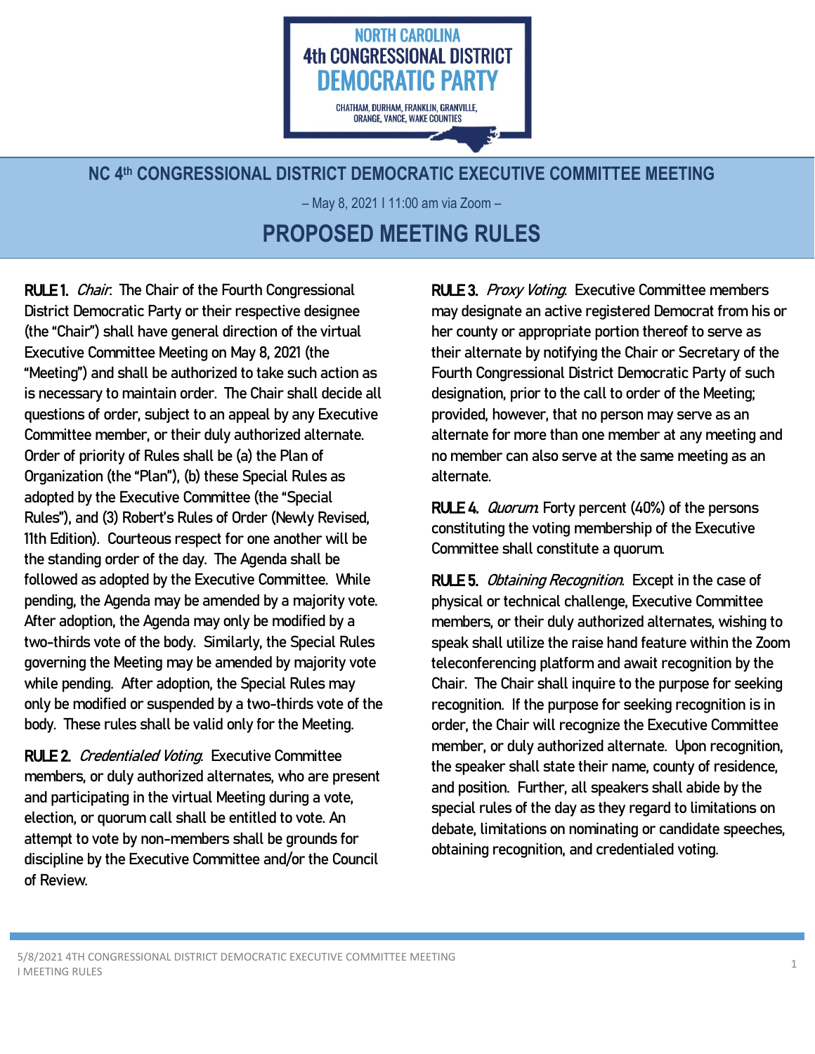NORTH CAROLINA
4th CONGRESSIONAL DISTRICT
DEMOCRATIC PARTY

CHATHAM, DURHAM, FRANKLIN, GRANVILLE, ORANGE, VANCE, WAKE COUNTIES

## NC 4th CONGRESSIONAL DISTRICT DEMOCRATIC EXECUTIVE COMMITTEE MEETING

– May 8, 2021 I 11:00 am via Zoom –

# PROPOSED MEETING RULES

**RULE 1.** *Chair*. The Chair of the Fourth Congressional District Democratic Party or their respective designee (the "Chair") shall have general direction of the virtual Executive Committee Meeting on May 8, 2021 (the "Meeting") and shall be authorized to take such action as is necessary to maintain order. The Chair shall decide all questions of order, subject to an appeal by any Executive Committee member, or their duly authorized alternate. Order of priority of Rules shall be (a) the Plan of Organization (the "Plan"), (b) these Special Rules as adopted by the Executive Committee (the "Special Rules"), and (3) Robert's Rules of Order (Newly Revised, 11th Edition). Courteous respect for one another will be the standing order of the day. The Agenda shall be followed as adopted by the Executive Committee. While pending, the Agenda may be amended by a majority vote. After adoption, the Agenda may only be modified by a two-thirds vote of the body. Similarly, the Special Rules governing the Meeting may be amended by majority vote while pending. After adoption, the Special Rules may only be modified or suspended by a two-thirds vote of the body. These rules shall be valid only for the Meeting.

**RULE 2.** *Credentialed Voting*. Executive Committee members, or duly authorized alternates, who are present and participating in the virtual Meeting during a vote, election, or quorum call shall be entitled to vote. An attempt to vote by non-members shall be grounds for discipline by the Executive Committee and/or the Council of Review.

**RULE 3.** *Proxy Voting*. Executive Committee members may designate an active registered Democrat from his or her county or appropriate portion thereof to serve as their alternate by notifying the Chair or Secretary of the Fourth Congressional District Democratic Party of such designation, prior to the call to order of the Meeting; provided, however, that no person may serve as an alternate for more than one member at any meeting and no member can also serve at the same meeting as an alternate.

**RULE 4.** *Quorum*. Forty percent (40%) of the persons constituting the voting membership of the Executive Committee shall constitute a quorum.

**RULE 5.** *Obtaining Recognition*. Except in the case of physical or technical challenge, Executive Committee members, or their duly authorized alternates, wishing to speak shall utilize the raise hand feature within the Zoom teleconferencing platform and await recognition by the Chair. The Chair shall inquire to the purpose for seeking recognition. If the purpose for seeking recognition is in order, the Chair will recognize the Executive Committee member, or duly authorized alternate. Upon recognition, the speaker shall state their name, county of residence, and position. Further, all speakers shall abide by the special rules of the day as they regard to limitations on debate, limitations on nominating or candidate speeches, obtaining recognition, and credentialed voting.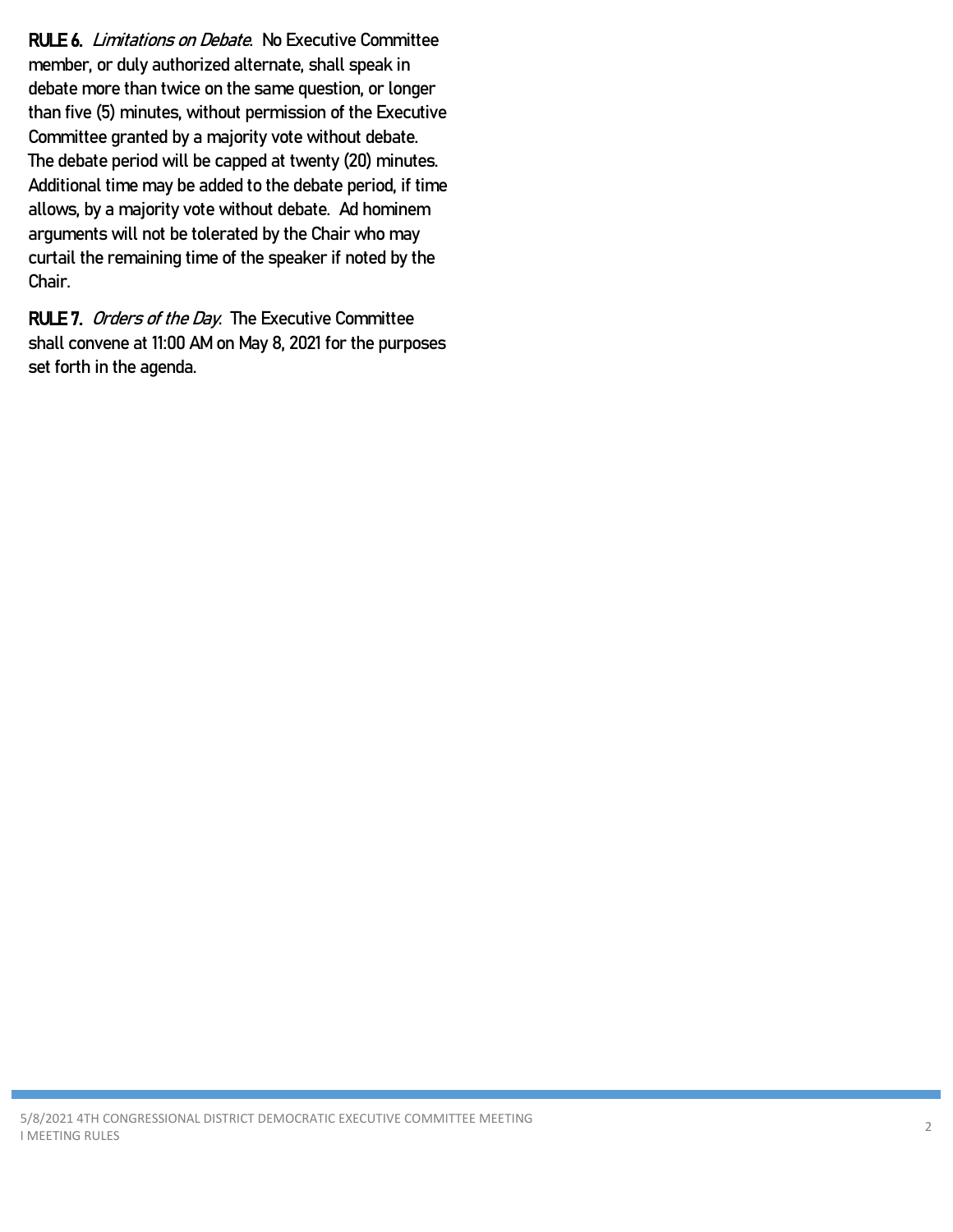**RULE 6.** *Limitations on Debate*. No Executive Committee member, or duly authorized alternate, shall speak in debate more than twice on the same question, or longer than five (5) minutes, without permission of the Executive Committee granted by a majority vote without debate. The debate period will be capped at twenty (20) minutes. Additional time may be added to the debate period, if time allows, by a majority vote without debate. Ad hominem arguments will not be tolerated by the Chair who may curtail the remaining time of the speaker if noted by the Chair.

**RULE 7.** *Orders of the Day*. The Executive Committee shall convene at 11:00 AM on May 8, 2021 for the purposes set forth in the agenda.